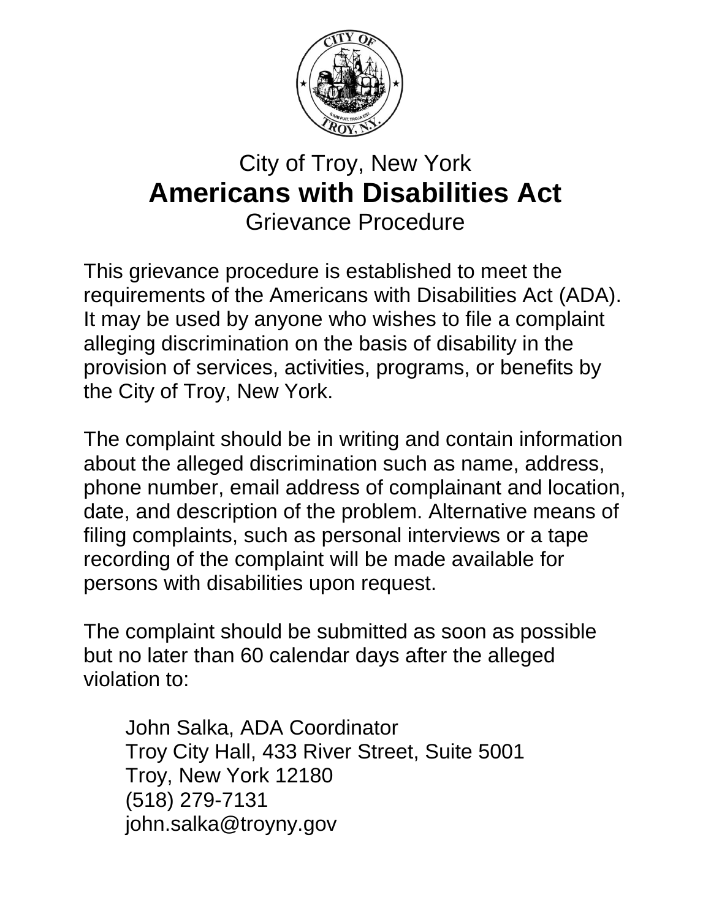City of Troy, New York

# Americans with Disabilities Act

Grievance Procedure

This grievance procedure is established to meet the requirements of the Americans with Disabilities Act (ADA). It may be used by anyone who wishes to file a complaint alleging discrimination on the basis of disability in the provision of services, activities, programs, or benefits by the City of Troy, New York.

The complaint should be in writing and contain information about the alleged discrimination such as name, address, phone number, email address of complainant and location, date, and description of the problem. Alternative means of filing complaints, such as personal interviews or a tape recording of the complaint will be made available for persons with disabilities upon request.

The complaint should be submitted as soon as possible but no later than 60 calendar days after the alleged violation to:

John Salka, ADA Coordinator
Troy City Hall, 433 River Street, Suite 5001
Troy, New York 12180
(518) 279-7131
john.salka@troyny.gov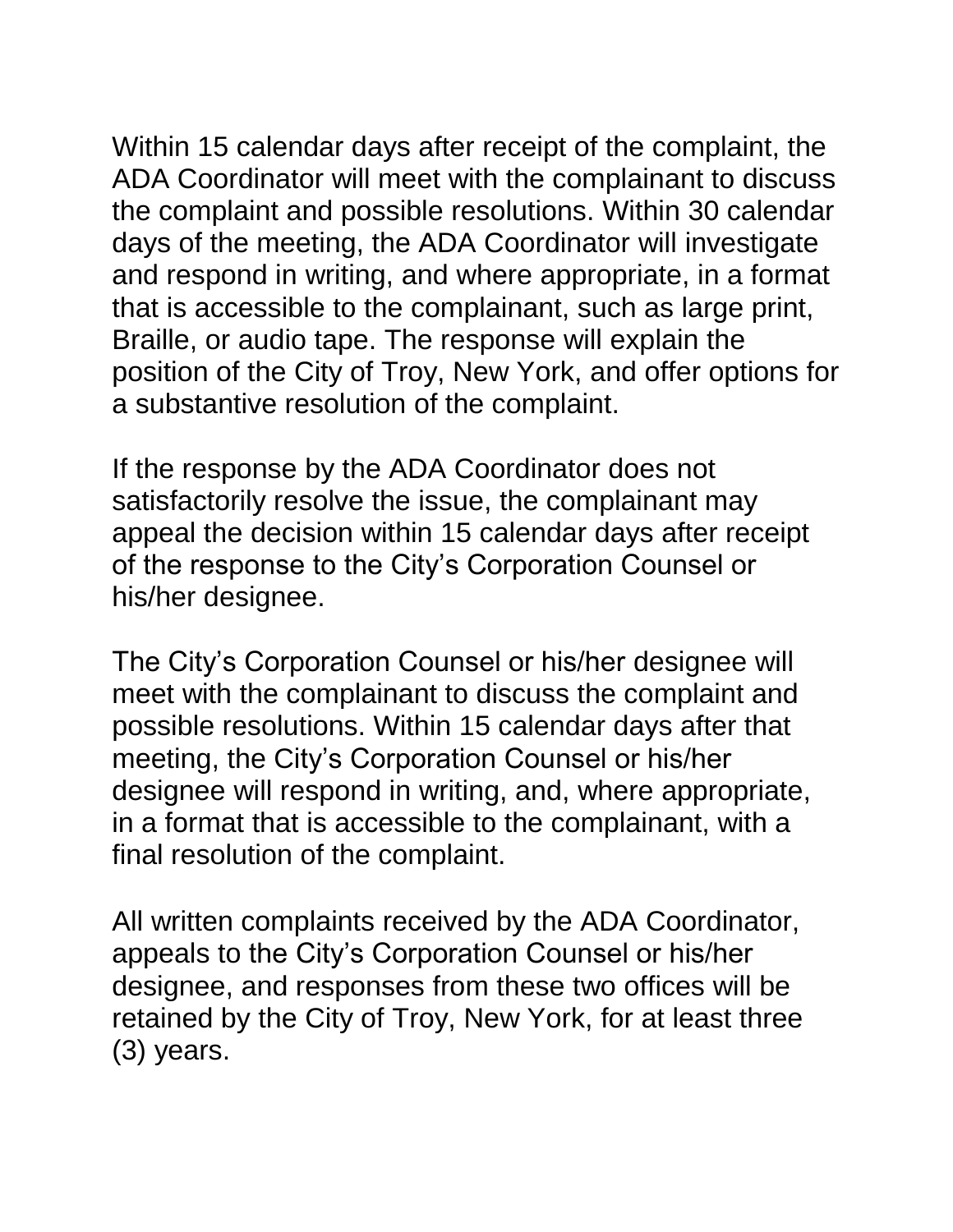Within 15 calendar days after receipt of the complaint, the ADA Coordinator will meet with the complainant to discuss the complaint and possible resolutions. Within 30 calendar days of the meeting, the ADA Coordinator will investigate and respond in writing, and where appropriate, in a format that is accessible to the complainant, such as large print, Braille, or audio tape. The response will explain the position of the City of Troy, New York, and offer options for a substantive resolution of the complaint.

If the response by the ADA Coordinator does not satisfactorily resolve the issue, the complainant may appeal the decision within 15 calendar days after receipt of the response to the City's Corporation Counsel or his/her designee.

The City's Corporation Counsel or his/her designee will meet with the complainant to discuss the complaint and possible resolutions. Within 15 calendar days after that meeting, the City's Corporation Counsel or his/her designee will respond in writing, and, where appropriate, in a format that is accessible to the complainant, with a final resolution of the complaint.

All written complaints received by the ADA Coordinator, appeals to the City's Corporation Counsel or his/her designee, and responses from these two offices will be retained by the City of Troy, New York, for at least three (3) years.